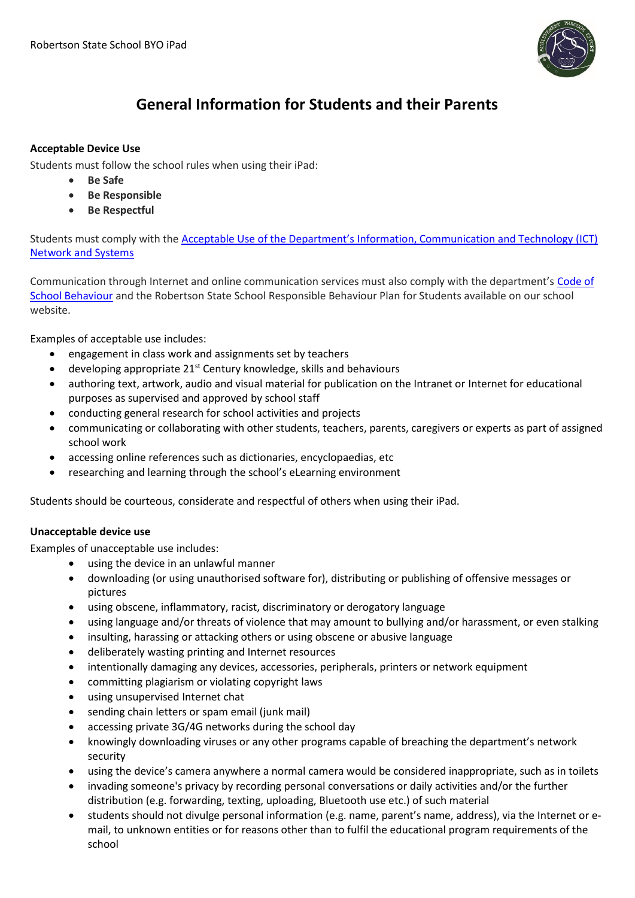Robertson State School BYO iPad

# General Information for Students and their Parents

**Acceptable Device Use**

Students must follow the school rules when using their iPad:

- **Be Safe**
- **Be Responsible**
- **Be Respectful**

Students must comply with the Acceptable Use of the Department's Information, Communication and Technology (ICT) Network and Systems

Communication through Internet and online communication services must also comply with the department's Code of School Behaviour and the Robertson State School Responsible Behaviour Plan for Students available on our school website.

Examples of acceptable use includes:

- engagement in class work and assignments set by teachers
- developing appropriate 21st Century knowledge, skills and behaviours
- authoring text, artwork, audio and visual material for publication on the Intranet or Internet for educational purposes as supervised and approved by school staff
- conducting general research for school activities and projects
- communicating or collaborating with other students, teachers, parents, caregivers or experts as part of assigned school work
- accessing online references such as dictionaries, encyclopaedias, etc
- researching and learning through the school's eLearning environment

Students should be courteous, considerate and respectful of others when using their iPad.

**Unacceptable device use**

Examples of unacceptable use includes:

- using the device in an unlawful manner
- downloading (or using unauthorised software for), distributing or publishing of offensive messages or pictures
- using obscene, inflammatory, racist, discriminatory or derogatory language
- using language and/or threats of violence that may amount to bullying and/or harassment, or even stalking
- insulting, harassing or attacking others or using obscene or abusive language
- deliberately wasting printing and Internet resources
- intentionally damaging any devices, accessories, peripherals, printers or network equipment
- committing plagiarism or violating copyright laws
- using unsupervised Internet chat
- sending chain letters or spam email (junk mail)
- accessing private 3G/4G networks during the school day
- knowingly downloading viruses or any other programs capable of breaching the department's network security
- using the device's camera anywhere a normal camera would be considered inappropriate, such as in toilets
- invading someone's privacy by recording personal conversations or daily activities and/or the further distribution (e.g. forwarding, texting, uploading, Bluetooth use etc.) of such material
- students should not divulge personal information (e.g. name, parent's name, address), via the Internet or e-mail, to unknown entities or for reasons other than to fulfil the educational program requirements of the school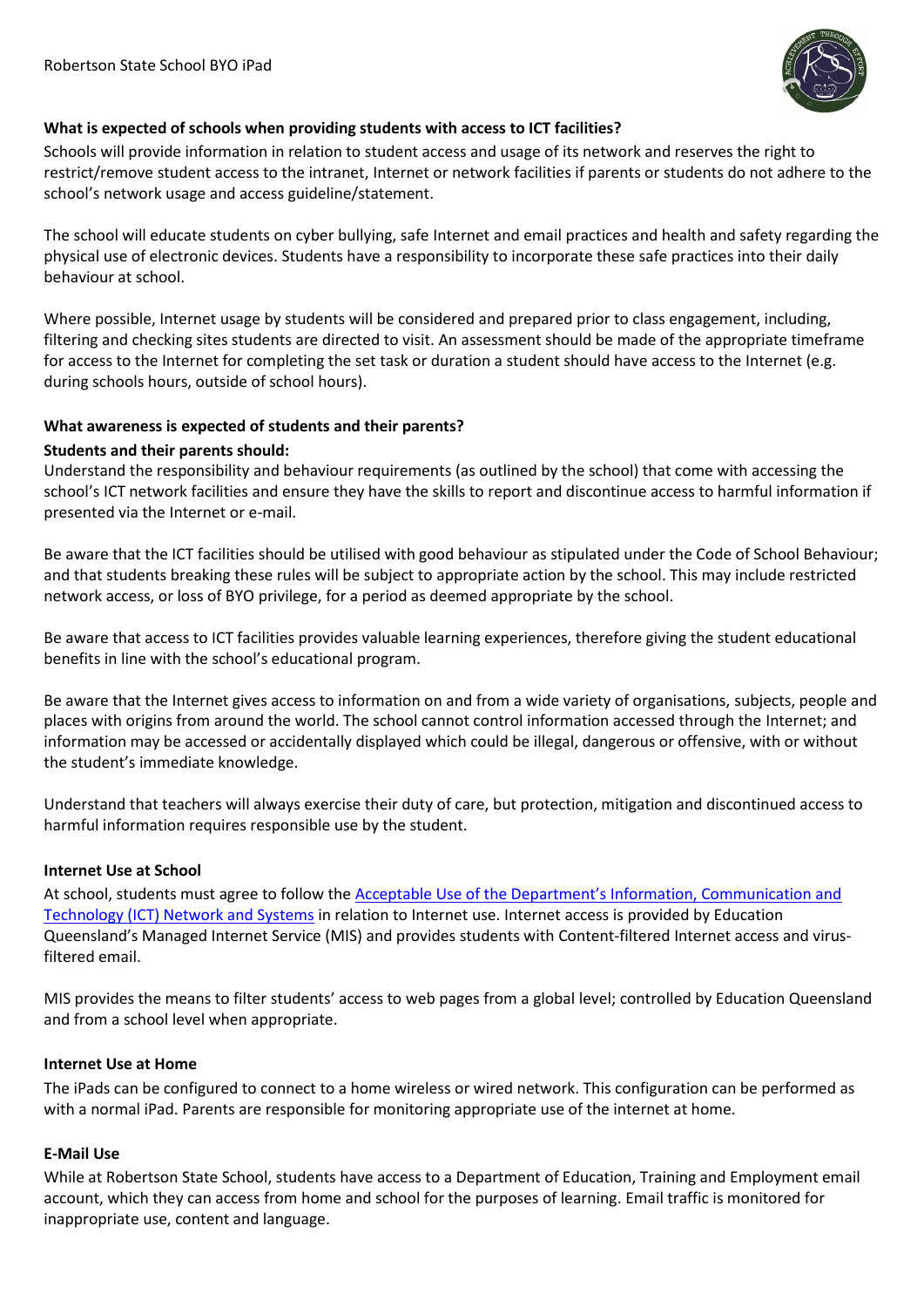**What is expected of schools when providing students with access to ICT facilities?**

Schools will provide information in relation to student access and usage of its network and reserves the right to restrict/remove student access to the intranet, Internet or network facilities if parents or students do not adhere to the school's network usage and access guideline/statement.

The school will educate students on cyber bullying, safe Internet and email practices and health and safety regarding the physical use of electronic devices. Students have a responsibility to incorporate these safe practices into their daily behaviour at school.

Where possible, Internet usage by students will be considered and prepared prior to class engagement, including, filtering and checking sites students are directed to visit. An assessment should be made of the appropriate timeframe for access to the Internet for completing the set task or duration a student should have access to the Internet (e.g. during schools hours, outside of school hours).

**What awareness is expected of students and their parents?**

**Students and their parents should:**

Understand the responsibility and behaviour requirements (as outlined by the school) that come with accessing the school's ICT network facilities and ensure they have the skills to report and discontinue access to harmful information if presented via the Internet or e-mail.

Be aware that the ICT facilities should be utilised with good behaviour as stipulated under the Code of School Behaviour; and that students breaking these rules will be subject to appropriate action by the school. This may include restricted network access, or loss of BYO privilege, for a period as deemed appropriate by the school.

Be aware that access to ICT facilities provides valuable learning experiences, therefore giving the student educational benefits in line with the school's educational program.

Be aware that the Internet gives access to information on and from a wide variety of organisations, subjects, people and places with origins from around the world. The school cannot control information accessed through the Internet; and information may be accessed or accidentally displayed which could be illegal, dangerous or offensive, with or without the student's immediate knowledge.

Understand that teachers will always exercise their duty of care, but protection, mitigation and discontinued access to harmful information requires responsible use by the student.

**Internet Use at School**

At school, students must agree to follow the Acceptable Use of the Department's Information, Communication and Technology (ICT) Network and Systems in relation to Internet use. Internet access is provided by Education Queensland's Managed Internet Service (MIS) and provides students with Content-filtered Internet access and virus-filtered email.

MIS provides the means to filter students' access to web pages from a global level; controlled by Education Queensland and from a school level when appropriate.

**Internet Use at Home**

The iPads can be configured to connect to a home wireless or wired network. This configuration can be performed as with a normal iPad. Parents are responsible for monitoring appropriate use of the internet at home.

**E-Mail Use**

While at Robertson State School, students have access to a Department of Education, Training and Employment email account, which they can access from home and school for the purposes of learning. Email traffic is monitored for inappropriate use, content and language.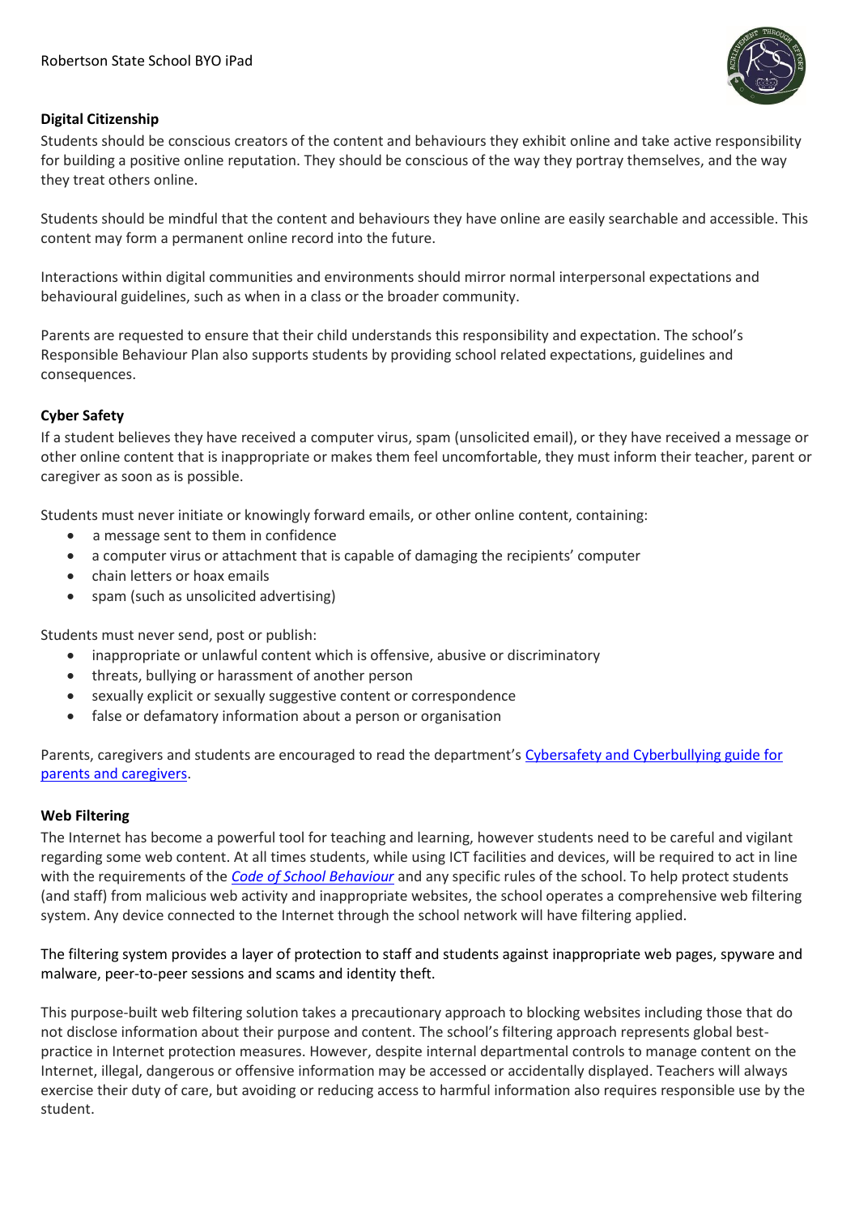## Digital Citizenship

Students should be conscious creators of the content and behaviours they exhibit online and take active responsibility for building a positive online reputation. They should be conscious of the way they portray themselves, and the way they treat others online.

Students should be mindful that the content and behaviours they have online are easily searchable and accessible. This content may form a permanent online record into the future.

Interactions within digital communities and environments should mirror normal interpersonal expectations and behavioural guidelines, such as when in a class or the broader community.

Parents are requested to ensure that their child understands this responsibility and expectation. The school's Responsible Behaviour Plan also supports students by providing school related expectations, guidelines and consequences.

## Cyber Safety

If a student believes they have received a computer virus, spam (unsolicited email), or they have received a message or other online content that is inappropriate or makes them feel uncomfortable, they must inform their teacher, parent or caregiver as soon as is possible.

Students must never initiate or knowingly forward emails, or other online content, containing:

- a message sent to them in confidence
- a computer virus or attachment that is capable of damaging the recipients' computer
- chain letters or hoax emails
- spam (such as unsolicited advertising)

Students must never send, post or publish:

- inappropriate or unlawful content which is offensive, abusive or discriminatory
- threats, bullying or harassment of another person
- sexually explicit or sexually suggestive content or correspondence
- false or defamatory information about a person or organisation

Parents, caregivers and students are encouraged to read the department's Cybersafety and Cyberbullying guide for parents and caregivers.

## Web Filtering

The Internet has become a powerful tool for teaching and learning, however students need to be careful and vigilant regarding some web content. At all times students, while using ICT facilities and devices, will be required to act in line with the requirements of the *Code of School Behaviour* and any specific rules of the school. To help protect students (and staff) from malicious web activity and inappropriate websites, the school operates a comprehensive web filtering system. Any device connected to the Internet through the school network will have filtering applied.

The filtering system provides a layer of protection to staff and students against inappropriate web pages, spyware and malware, peer-to-peer sessions and scams and identity theft.

This purpose-built web filtering solution takes a precautionary approach to blocking websites including those that do not disclose information about their purpose and content. The school's filtering approach represents global best-practice in Internet protection measures. However, despite internal departmental controls to manage content on the Internet, illegal, dangerous or offensive information may be accessed or accidentally displayed. Teachers will always exercise their duty of care, but avoiding or reducing access to harmful information also requires responsible use by the student.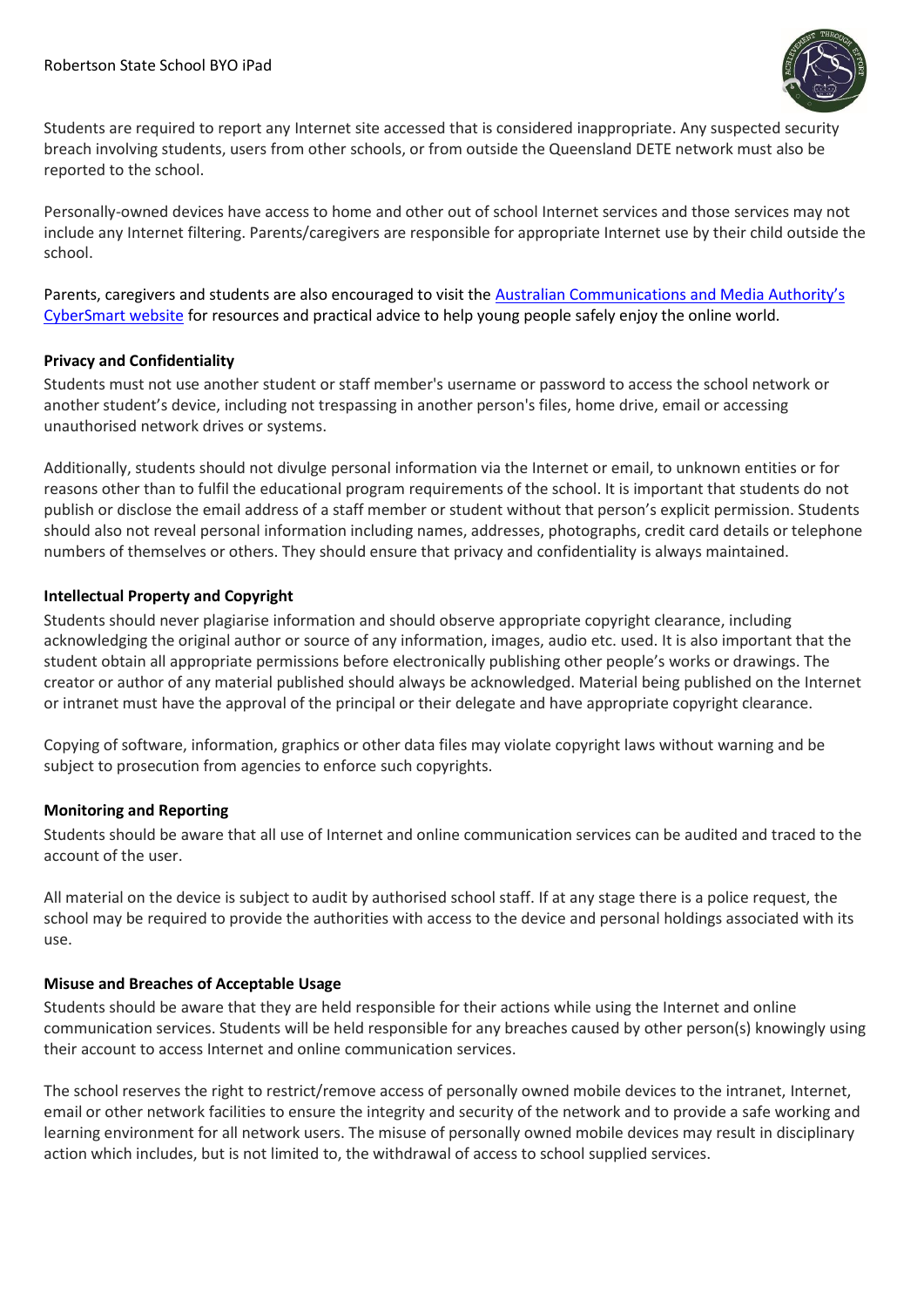Students are required to report any Internet site accessed that is considered inappropriate. Any suspected security breach involving students, users from other schools, or from outside the Queensland DETE network must also be reported to the school.

Personally-owned devices have access to home and other out of school Internet services and those services may not include any Internet filtering. Parents/caregivers are responsible for appropriate Internet use by their child outside the school.

Parents, caregivers and students are also encouraged to visit the Australian Communications and Media Authority's CyberSmart website for resources and practical advice to help young people safely enjoy the online world.

**Privacy and Confidentiality**

Students must not use another student or staff member's username or password to access the school network or another student's device, including not trespassing in another person's files, home drive, email or accessing unauthorised network drives or systems.

Additionally, students should not divulge personal information via the Internet or email, to unknown entities or for reasons other than to fulfil the educational program requirements of the school. It is important that students do not publish or disclose the email address of a staff member or student without that person's explicit permission. Students should also not reveal personal information including names, addresses, photographs, credit card details or telephone numbers of themselves or others. They should ensure that privacy and confidentiality is always maintained.

**Intellectual Property and Copyright**

Students should never plagiarise information and should observe appropriate copyright clearance, including acknowledging the original author or source of any information, images, audio etc. used. It is also important that the student obtain all appropriate permissions before electronically publishing other people's works or drawings. The creator or author of any material published should always be acknowledged. Material being published on the Internet or intranet must have the approval of the principal or their delegate and have appropriate copyright clearance.

Copying of software, information, graphics or other data files may violate copyright laws without warning and be subject to prosecution from agencies to enforce such copyrights.

**Monitoring and Reporting**

Students should be aware that all use of Internet and online communication services can be audited and traced to the account of the user.

All material on the device is subject to audit by authorised school staff. If at any stage there is a police request, the school may be required to provide the authorities with access to the device and personal holdings associated with its use.

**Misuse and Breaches of Acceptable Usage**

Students should be aware that they are held responsible for their actions while using the Internet and online communication services. Students will be held responsible for any breaches caused by other person(s) knowingly using their account to access Internet and online communication services.

The school reserves the right to restrict/remove access of personally owned mobile devices to the intranet, Internet, email or other network facilities to ensure the integrity and security of the network and to provide a safe working and learning environment for all network users. The misuse of personally owned mobile devices may result in disciplinary action which includes, but is not limited to, the withdrawal of access to school supplied services.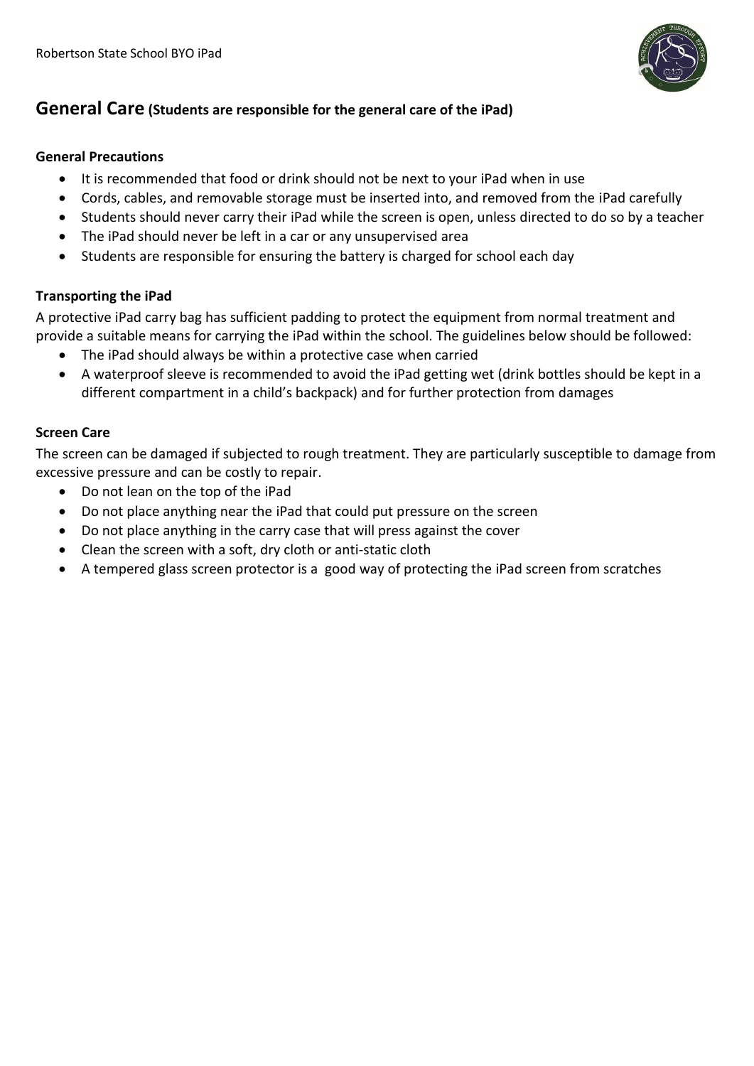## General Care (Students are responsible for the general care of the iPad)

**General Precautions**

- It is recommended that food or drink should not be next to your iPad when in use
- Cords, cables, and removable storage must be inserted into, and removed from the iPad carefully
- Students should never carry their iPad while the screen is open, unless directed to do so by a teacher
- The iPad should never be left in a car or any unsupervised area
- Students are responsible for ensuring the battery is charged for school each day

**Transporting the iPad**

A protective iPad carry bag has sufficient padding to protect the equipment from normal treatment and provide a suitable means for carrying the iPad within the school. The guidelines below should be followed:

- The iPad should always be within a protective case when carried
- A waterproof sleeve is recommended to avoid the iPad getting wet (drink bottles should be kept in a different compartment in a child's backpack) and for further protection from damages

**Screen Care**

The screen can be damaged if subjected to rough treatment. They are particularly susceptible to damage from excessive pressure and can be costly to repair.

- Do not lean on the top of the iPad
- Do not place anything near the iPad that could put pressure on the screen
- Do not place anything in the carry case that will press against the cover
- Clean the screen with a soft, dry cloth or anti-static cloth
- A tempered glass screen protector is a good way of protecting the iPad screen from scratches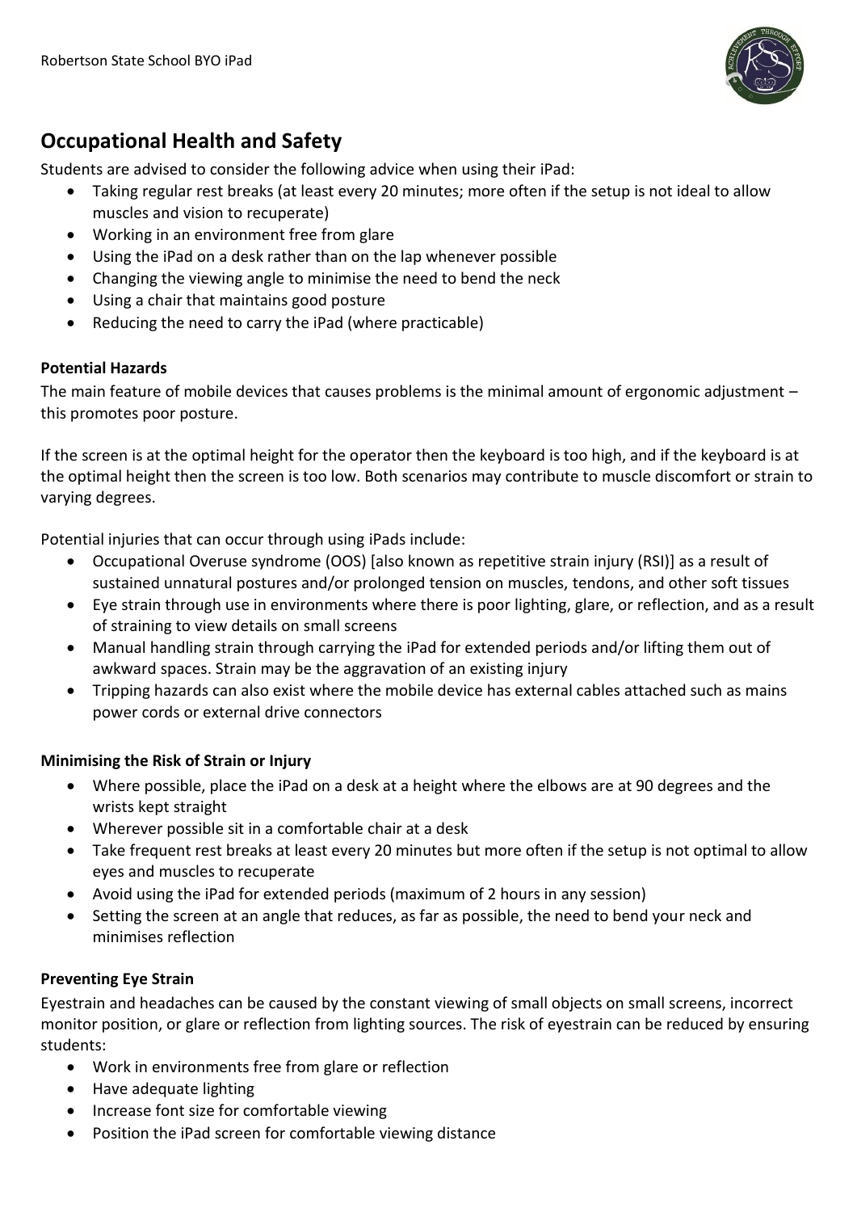## Occupational Health and Safety

Students are advised to consider the following advice when using their iPad:

- Taking regular rest breaks (at least every 20 minutes; more often if the setup is not ideal to allow muscles and vision to recuperate)
- Working in an environment free from glare
- Using the iPad on a desk rather than on the lap whenever possible
- Changing the viewing angle to minimise the need to bend the neck
- Using a chair that maintains good posture
- Reducing the need to carry the iPad (where practicable)

**Potential Hazards**

The main feature of mobile devices that causes problems is the minimal amount of ergonomic adjustment – this promotes poor posture.

If the screen is at the optimal height for the operator then the keyboard is too high, and if the keyboard is at the optimal height then the screen is too low. Both scenarios may contribute to muscle discomfort or strain to varying degrees.

Potential injuries that can occur through using iPads include:

- Occupational Overuse syndrome (OOS) [also known as repetitive strain injury (RSI)] as a result of sustained unnatural postures and/or prolonged tension on muscles, tendons, and other soft tissues
- Eye strain through use in environments where there is poor lighting, glare, or reflection, and as a result of straining to view details on small screens
- Manual handling strain through carrying the iPad for extended periods and/or lifting them out of awkward spaces. Strain may be the aggravation of an existing injury
- Tripping hazards can also exist where the mobile device has external cables attached such as mains power cords or external drive connectors

**Minimising the Risk of Strain or Injury**

- Where possible, place the iPad on a desk at a height where the elbows are at 90 degrees and the wrists kept straight
- Wherever possible sit in a comfortable chair at a desk
- Take frequent rest breaks at least every 20 minutes but more often if the setup is not optimal to allow eyes and muscles to recuperate
- Avoid using the iPad for extended periods (maximum of 2 hours in any session)
- Setting the screen at an angle that reduces, as far as possible, the need to bend your neck and minimises reflection

**Preventing Eye Strain**

Eyestrain and headaches can be caused by the constant viewing of small objects on small screens, incorrect monitor position, or glare or reflection from lighting sources. The risk of eyestrain can be reduced by ensuring students:

- Work in environments free from glare or reflection
- Have adequate lighting
- Increase font size for comfortable viewing
- Position the iPad screen for comfortable viewing distance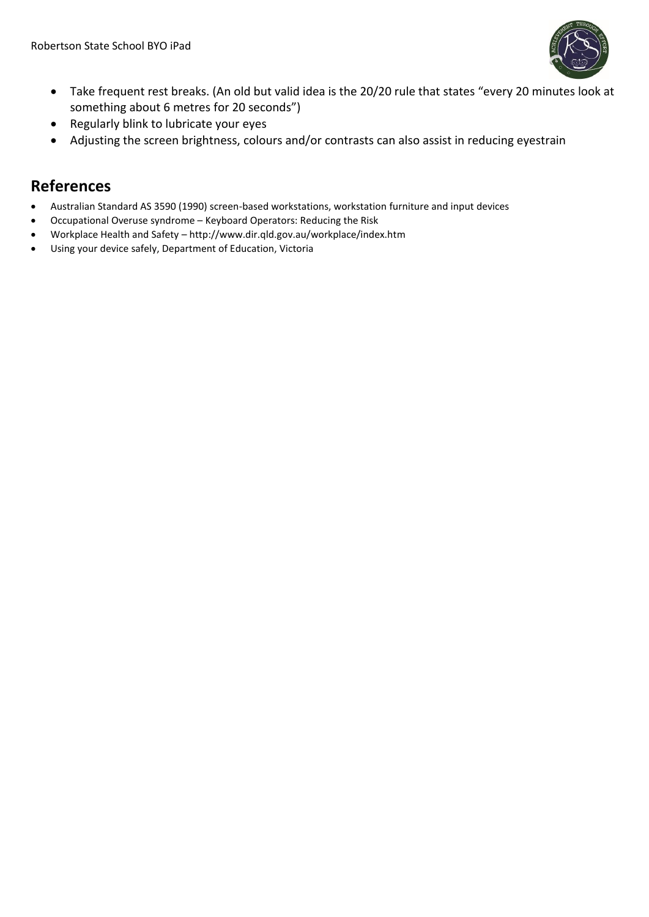- Take frequent rest breaks. (An old but valid idea is the 20/20 rule that states "every 20 minutes look at something about 6 metres for 20 seconds")
- Regularly blink to lubricate your eyes
- Adjusting the screen brightness, colours and/or contrasts can also assist in reducing eyestrain

## References

- Australian Standard AS 3590 (1990) screen-based workstations, workstation furniture and input devices
- Occupational Overuse syndrome – Keyboard Operators: Reducing the Risk
- Workplace Health and Safety – http://www.dir.qld.gov.au/workplace/index.htm
- Using your device safely, Department of Education, Victoria